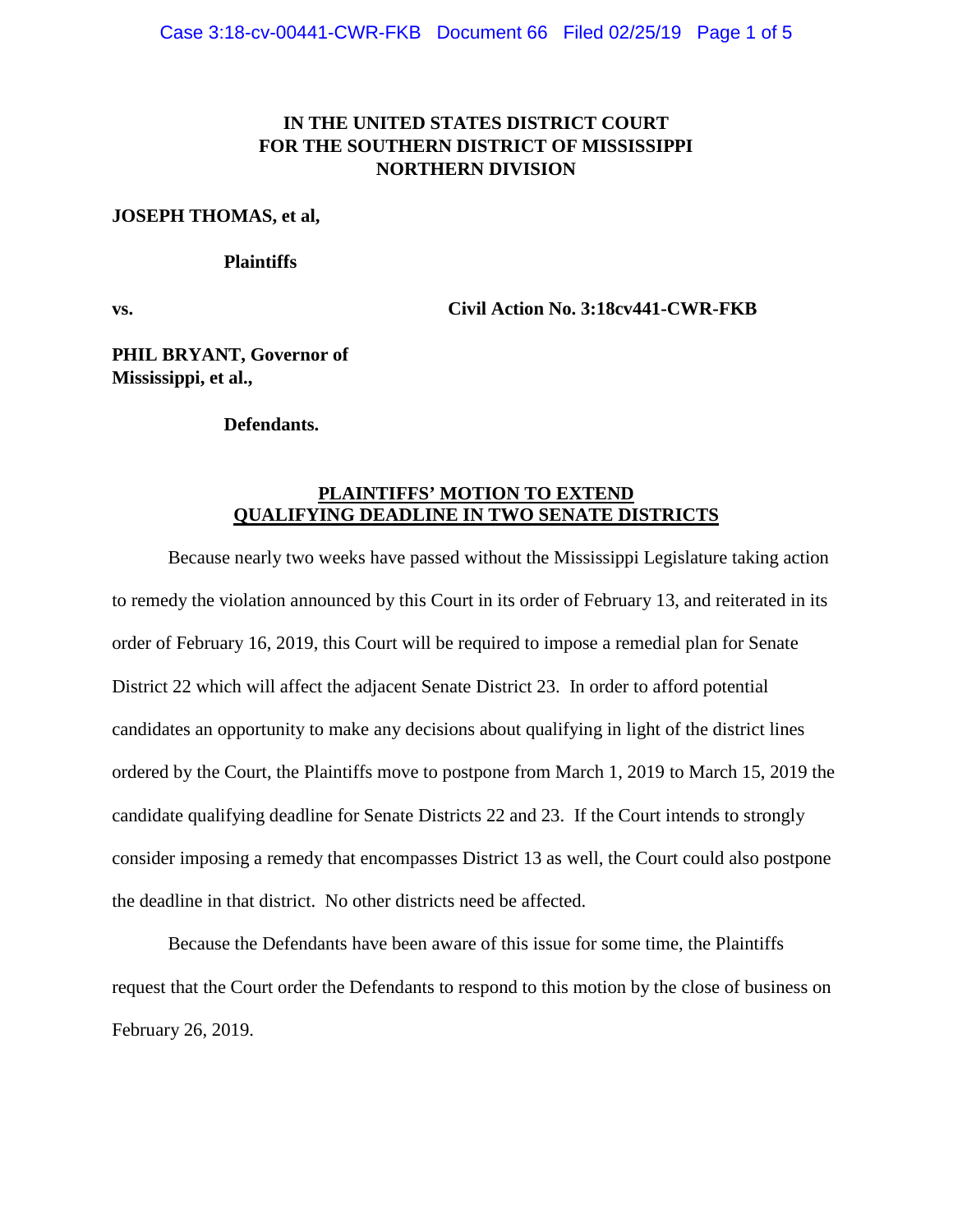**IN THE UNITED STATES DISTRICT COURT**
**FOR THE SOUTHERN DISTRICT OF MISSISSIPPI**
**NORTHERN DIVISION**

**JOSEPH THOMAS, et al,**

**Plaintiffs**

**vs.** **Civil Action No. 3:18cv441-CWR-FKB**

**PHIL BRYANT, Governor of Mississippi, et al.,**

**Defendants.**

**PLAINTIFFS' MOTION TO EXTEND QUALIFYING DEADLINE IN TWO SENATE DISTRICTS**

Because nearly two weeks have passed without the Mississippi Legislature taking action to remedy the violation announced by this Court in its order of February 13, and reiterated in its order of February 16, 2019, this Court will be required to impose a remedial plan for Senate District 22 which will affect the adjacent Senate District 23. In order to afford potential candidates an opportunity to make any decisions about qualifying in light of the district lines ordered by the Court, the Plaintiffs move to postpone from March 1, 2019 to March 15, 2019 the candidate qualifying deadline for Senate Districts 22 and 23. If the Court intends to strongly consider imposing a remedy that encompasses District 13 as well, the Court could also postpone the deadline in that district. No other districts need be affected.

Because the Defendants have been aware of this issue for some time, the Plaintiffs request that the Court order the Defendants to respond to this motion by the close of business on February 26, 2019.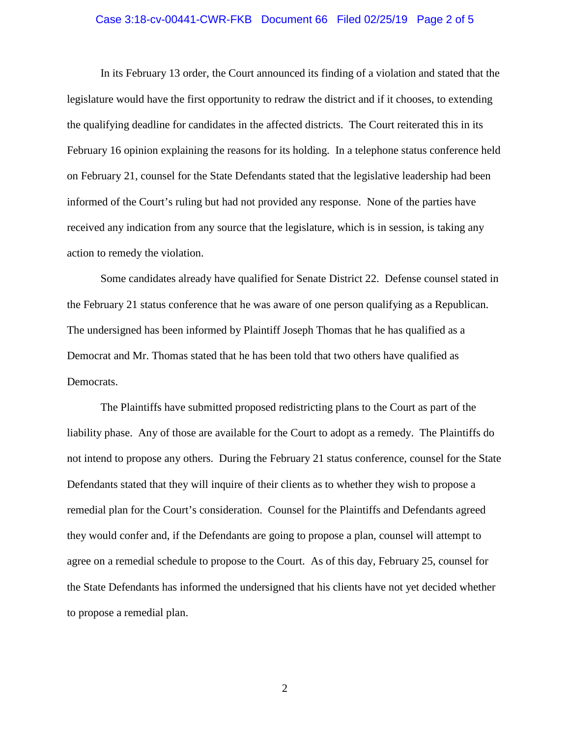In its February 13 order, the Court announced its finding of a violation and stated that the legislature would have the first opportunity to redraw the district and if it chooses, to extending the qualifying deadline for candidates in the affected districts. The Court reiterated this in its February 16 opinion explaining the reasons for its holding. In a telephone status conference held on February 21, counsel for the State Defendants stated that the legislative leadership had been informed of the Court's ruling but had not provided any response. None of the parties have received any indication from any source that the legislature, which is in session, is taking any action to remedy the violation.

Some candidates already have qualified for Senate District 22. Defense counsel stated in the February 21 status conference that he was aware of one person qualifying as a Republican. The undersigned has been informed by Plaintiff Joseph Thomas that he has qualified as a Democrat and Mr. Thomas stated that he has been told that two others have qualified as Democrats.

The Plaintiffs have submitted proposed redistricting plans to the Court as part of the liability phase. Any of those are available for the Court to adopt as a remedy. The Plaintiffs do not intend to propose any others. During the February 21 status conference, counsel for the State Defendants stated that they will inquire of their clients as to whether they wish to propose a remedial plan for the Court's consideration. Counsel for the Plaintiffs and Defendants agreed they would confer and, if the Defendants are going to propose a plan, counsel will attempt to agree on a remedial schedule to propose to the Court. As of this day, February 25, counsel for the State Defendants has informed the undersigned that his clients have not yet decided whether to propose a remedial plan.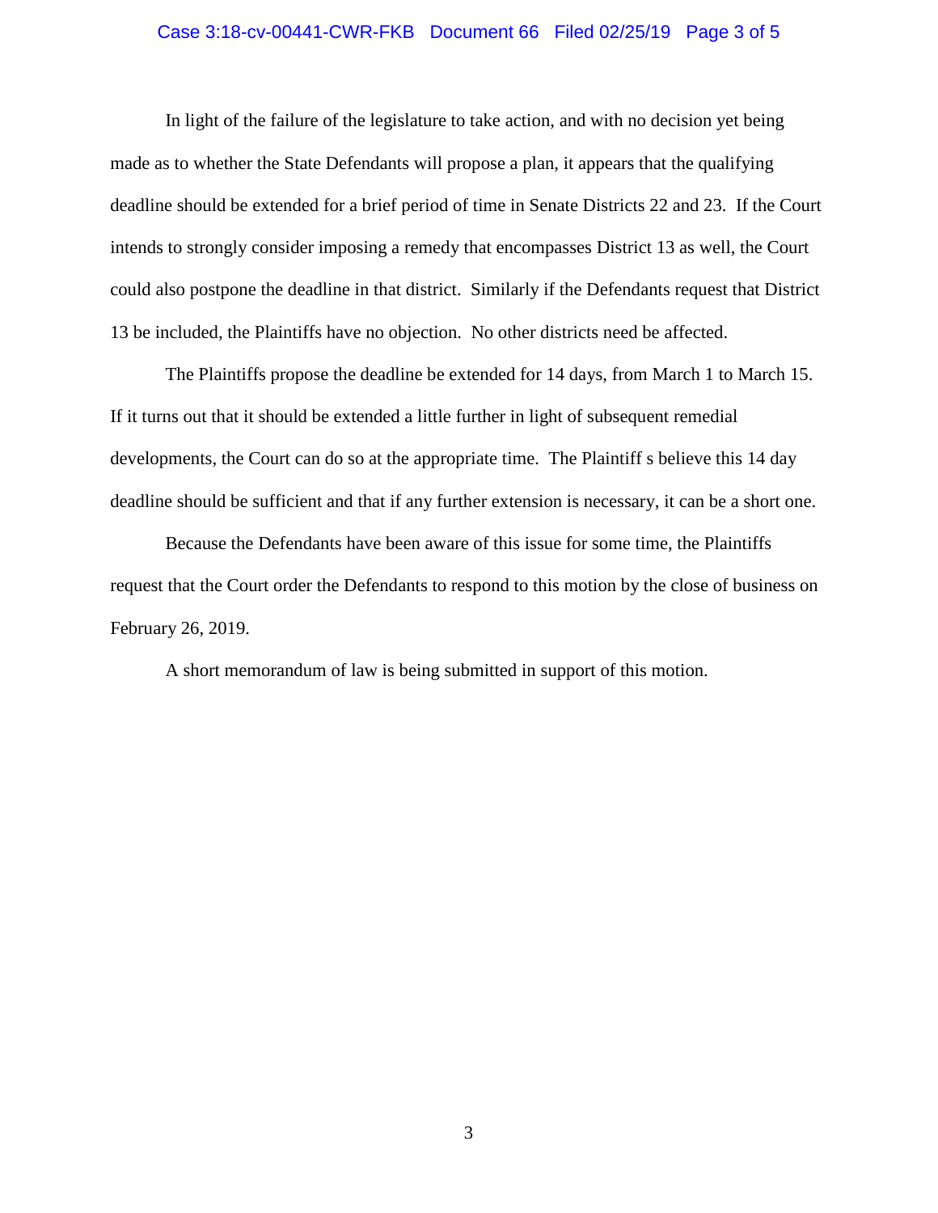In light of the failure of the legislature to take action, and with no decision yet being made as to whether the State Defendants will propose a plan, it appears that the qualifying deadline should be extended for a brief period of time in Senate Districts 22 and 23. If the Court intends to strongly consider imposing a remedy that encompasses District 13 as well, the Court could also postpone the deadline in that district. Similarly if the Defendants request that District 13 be included, the Plaintiffs have no objection. No other districts need be affected.

The Plaintiffs propose the deadline be extended for 14 days, from March 1 to March 15. If it turns out that it should be extended a little further in light of subsequent remedial developments, the Court can do so at the appropriate time. The Plaintiff s believe this 14 day deadline should be sufficient and that if any further extension is necessary, it can be a short one.

Because the Defendants have been aware of this issue for some time, the Plaintiffs request that the Court order the Defendants to respond to this motion by the close of business on February 26, 2019.

A short memorandum of law is being submitted in support of this motion.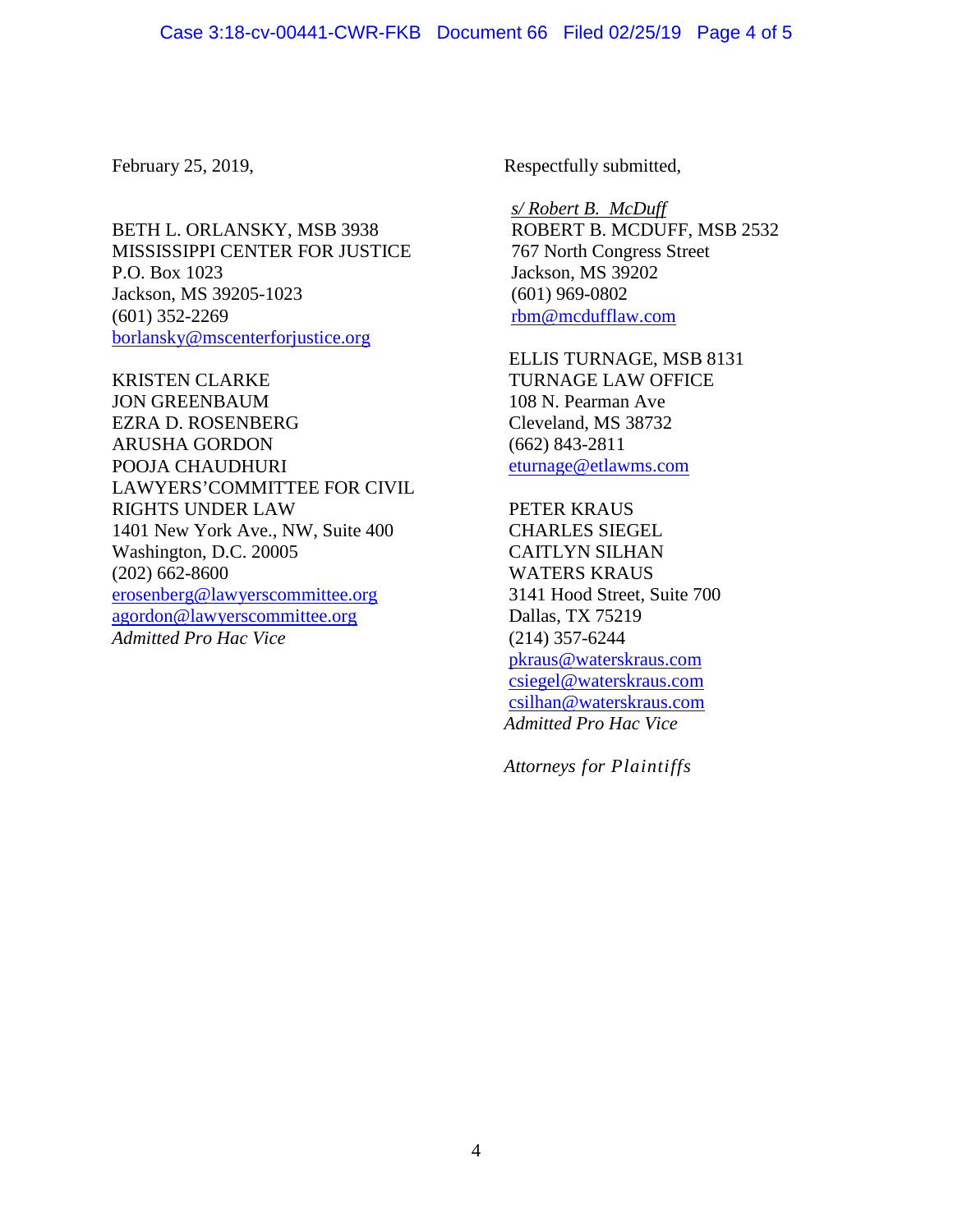February 25, 2019,

Respectfully submitted,

*s/ Robert B. McDuff*
ROBERT B. MCDUFF, MSB 2532
767 North Congress Street
Jackson, MS 39202
(601) 969-0802
rbm@mcdufflaw.com

BETH L. ORLANSKY, MSB 3938
MISSISSIPPI CENTER FOR JUSTICE
P.O. Box 1023
Jackson, MS 39205-1023
(601) 352-2269
borlansky@mscenterforjustice.org

KRISTEN CLARKE
JON GREENBAUM
EZRA D. ROSENBERG
ARUSHA GORDON
POOJA CHAUDHURI
LAWYERS'COMMITTEE FOR CIVIL RIGHTS UNDER LAW
1401 New York Ave., NW, Suite 400
Washington, D.C. 20005
(202) 662-8600
erosenberg@lawyerscommittee.org
agordon@lawyerscommittee.org
*Admitted Pro Hac Vice*

ELLIS TURNAGE, MSB 8131
TURNAGE LAW OFFICE
108 N. Pearman Ave
Cleveland, MS 38732
(662) 843-2811
eturnage@etlawms.com

PETER KRAUS
CHARLES SIEGEL
CAITLYN SILHAN
WATERS KRAUS
3141 Hood Street, Suite 700
Dallas, TX 75219
(214) 357-6244
pkraus@waterskraus.com
csiegel@waterskraus.com
csilhan@waterskraus.com
*Admitted Pro Hac Vice*

*Attorneys for Plaintiffs*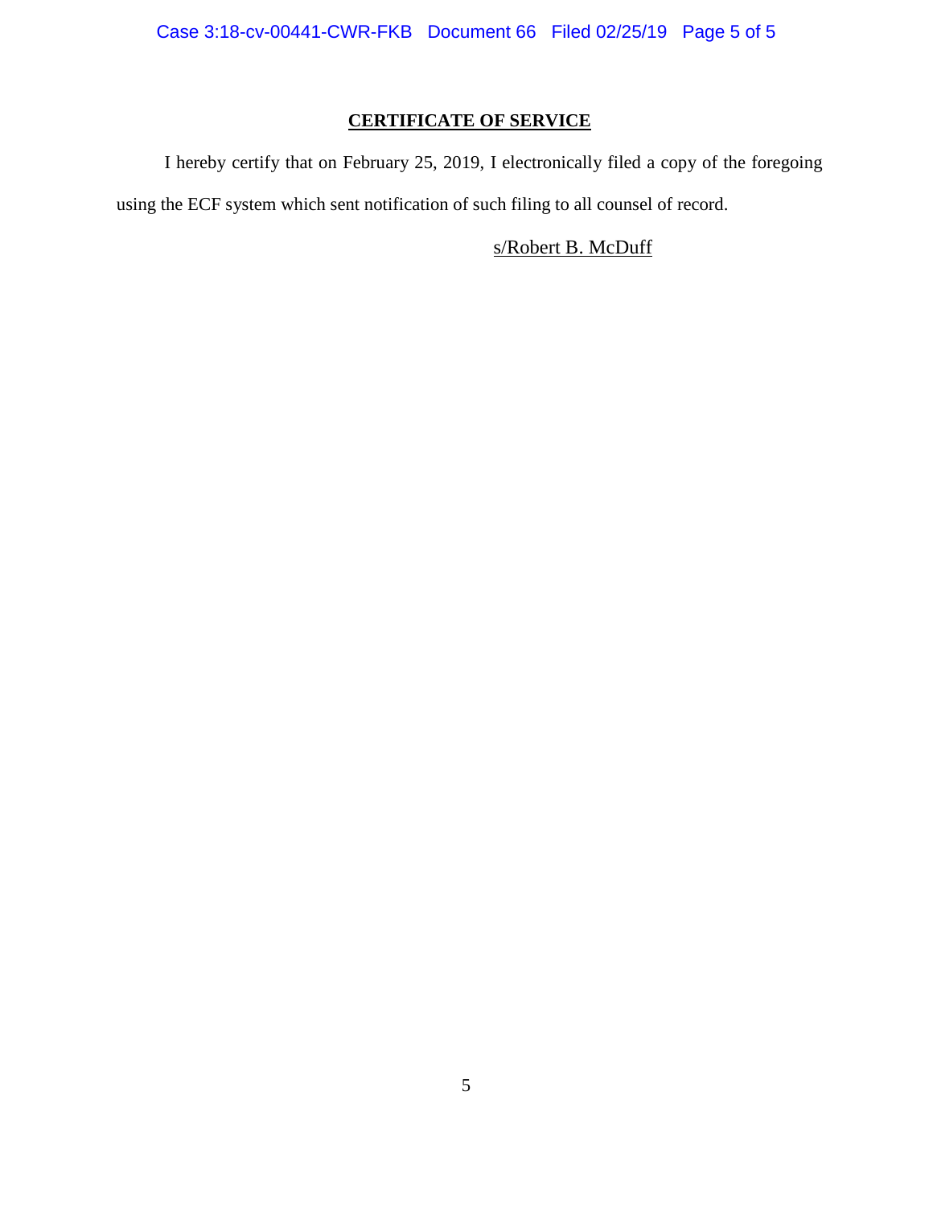## CERTIFICATE OF SERVICE

I hereby certify that on February 25, 2019, I electronically filed a copy of the foregoing using the ECF system which sent notification of such filing to all counsel of record.

s/Robert B. McDuff